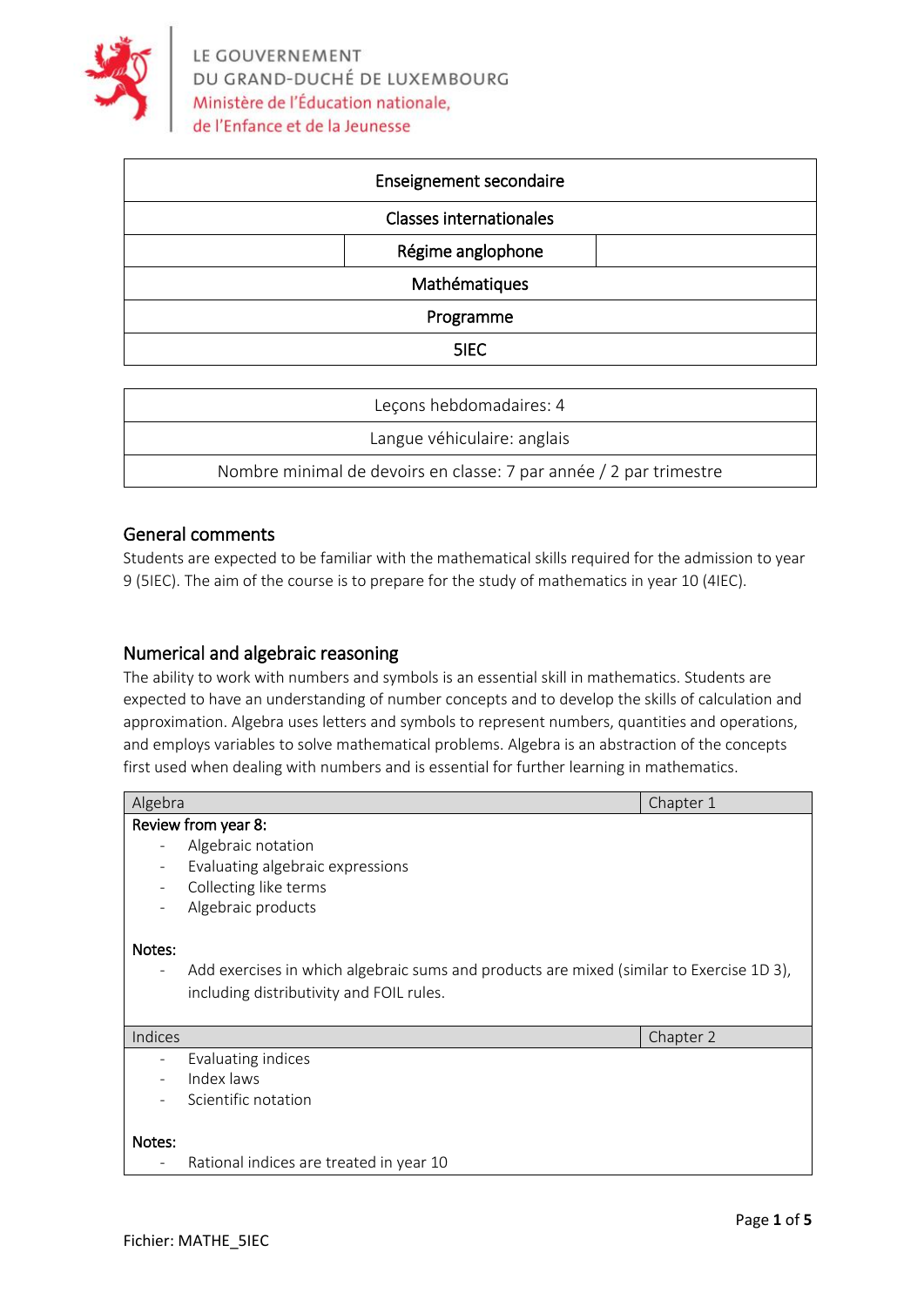LE GOUVERNEMENT
DU GRAND-DUCHÉ DE LUXEMBOURG
Ministère de l'Éducation nationale,
de l'Enfance et de la Jeunesse

| Enseignement secondaire |
|---|
| Classes internationales |
| Régime anglophone |
| Mathématiques |
| Programme |
| 5IEC |

| Leçons hebdomadaires: 4 |
|---|
| Langue véhiculaire: anglais |
| Nombre minimal de devoirs en classe: 7 par année / 2 par trimestre |

## General comments

Students are expected to be familiar with the mathematical skills required for the admission to year 9 (5IEC). The aim of the course is to prepare for the study of mathematics in year 10 (4IEC).

## Numerical and algebraic reasoning

The ability to work with numbers and symbols is an essential skill in mathematics. Students are expected to have an understanding of number concepts and to develop the skills of calculation and approximation. Algebra uses letters and symbols to represent numbers, quantities and operations, and employs variables to solve mathematical problems. Algebra is an abstraction of the concepts first used when dealing with numbers and is essential for further learning in mathematics.

| Algebra | Chapter 1 |
|---|---|

**Review from year 8:**

- Algebraic notation
- Evaluating algebraic expressions
- Collecting like terms
- Algebraic products

**Notes:**

- Add exercises in which algebraic sums and products are mixed (similar to Exercise 1D 3), including distributivity and FOIL rules.

| Indices | Chapter 2 |
|---|---|

- Evaluating indices
- Index laws
- Scientific notation

**Notes:**

- Rational indices are treated in year 10

Fichier: MATHE_5IEC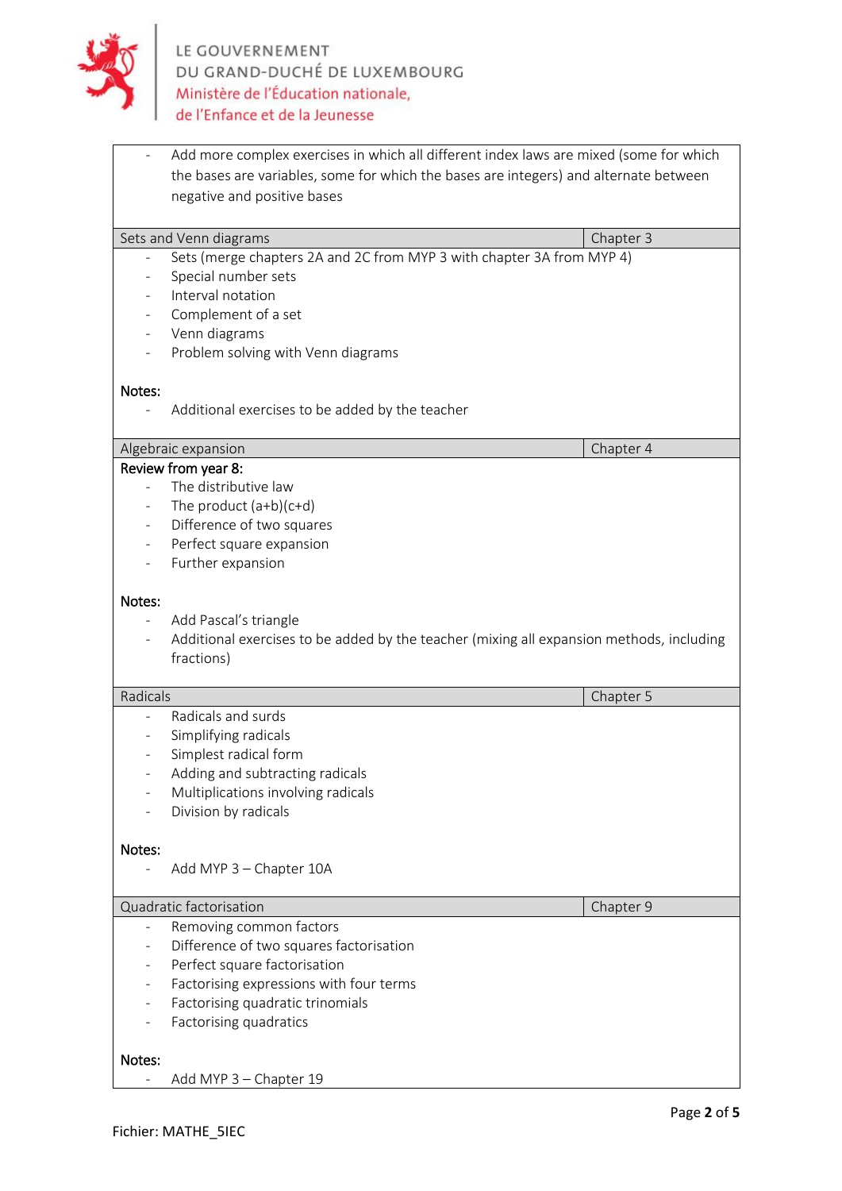- Add more complex exercises in which all different index laws are mixed (some for which the bases are variables, some for which the bases are integers) and alternate between negative and positive bases

| Sets and Venn diagrams | Chapter 3 |
| --- | --- |

- Sets (merge chapters 2A and 2C from MYP 3 with chapter 3A from MYP 4)
- Special number sets
- Interval notation
- Complement of a set
- Venn diagrams
- Problem solving with Venn diagrams

**Notes:**

- Additional exercises to be added by the teacher

| Algebraic expansion | Chapter 4 |
| --- | --- |

**Review from year 8:**

- The distributive law
- The product (a+b)(c+d)
- Difference of two squares
- Perfect square expansion
- Further expansion

**Notes:**

- Add Pascal's triangle
- Additional exercises to be added by the teacher (mixing all expansion methods, including fractions)

| Radicals | Chapter 5 |
| --- | --- |

- Radicals and surds
- Simplifying radicals
- Simplest radical form
- Adding and subtracting radicals
- Multiplications involving radicals
- Division by radicals

**Notes:**

- Add MYP 3 – Chapter 10A

| Quadratic factorisation | Chapter 9 |
| --- | --- |

- Removing common factors
- Difference of two squares factorisation
- Perfect square factorisation
- Factorising expressions with four terms
- Factorising quadratic trinomials
- Factorising quadratics

**Notes:**

- Add MYP 3 – Chapter 19

Fichier: MATHE_5IEC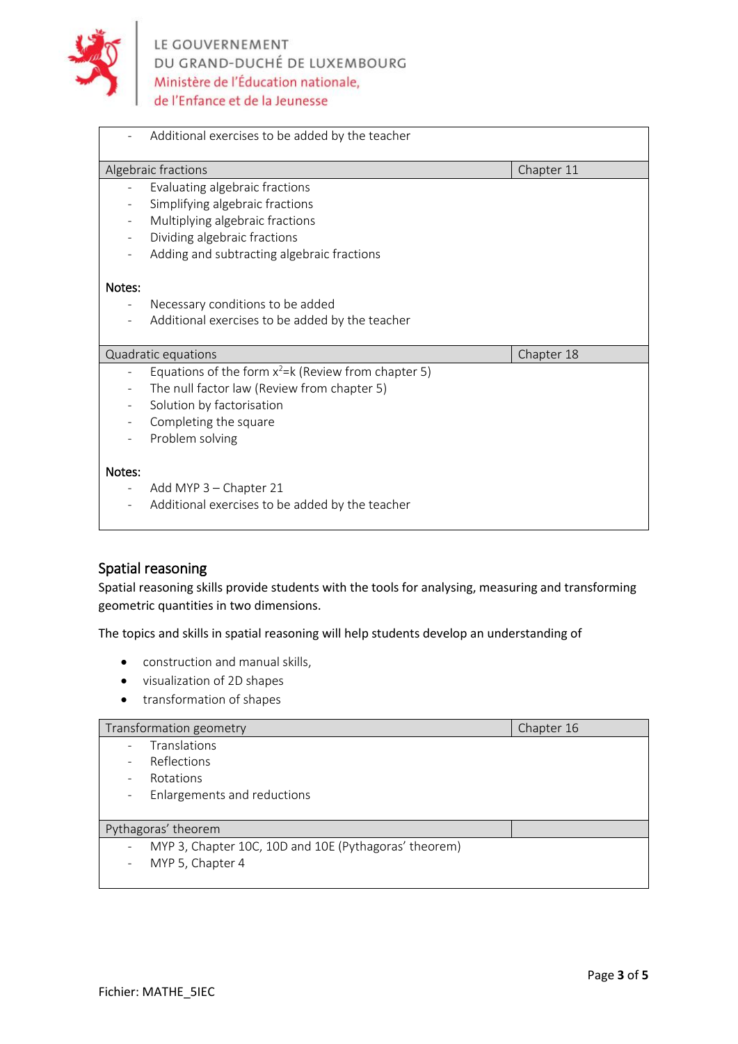| | |
|---|---|
| - Additional exercises to be added by the teacher | |
| Algebraic fractions | Chapter 11 |
| - Evaluating algebraic fractions<br>- Simplifying algebraic fractions<br>- Multiplying algebraic fractions<br>- Dividing algebraic fractions<br>- Adding and subtracting algebraic fractions<br><br>Notes:<br>- Necessary conditions to be added<br>- Additional exercises to be added by the teacher | |
| Quadratic equations | Chapter 18 |
| - Equations of the form $x^2$=k (Review from chapter 5)<br>- The null factor law (Review from chapter 5)<br>- Solution by factorisation<br>- Completing the square<br>- Problem solving<br><br>Notes:<br>- Add MYP 3 – Chapter 21<br>- Additional exercises to be added by the teacher | |

## Spatial reasoning

Spatial reasoning skills provide students with the tools for analysing, measuring and transforming geometric quantities in two dimensions.

The topics and skills in spatial reasoning will help students develop an understanding of

- construction and manual skills,
- visualization of 2D shapes
- transformation of shapes

| Transformation geometry | Chapter 16 |
|---|---|
| - Translations<br>- Reflections<br>- Rotations<br>- Enlargements and reductions | |
| Pythagoras' theorem | |
| - MYP 3, Chapter 10C, 10D and 10E (Pythagoras' theorem)<br>- MYP 5, Chapter 4 | |

Fichier: MATHE_5IEC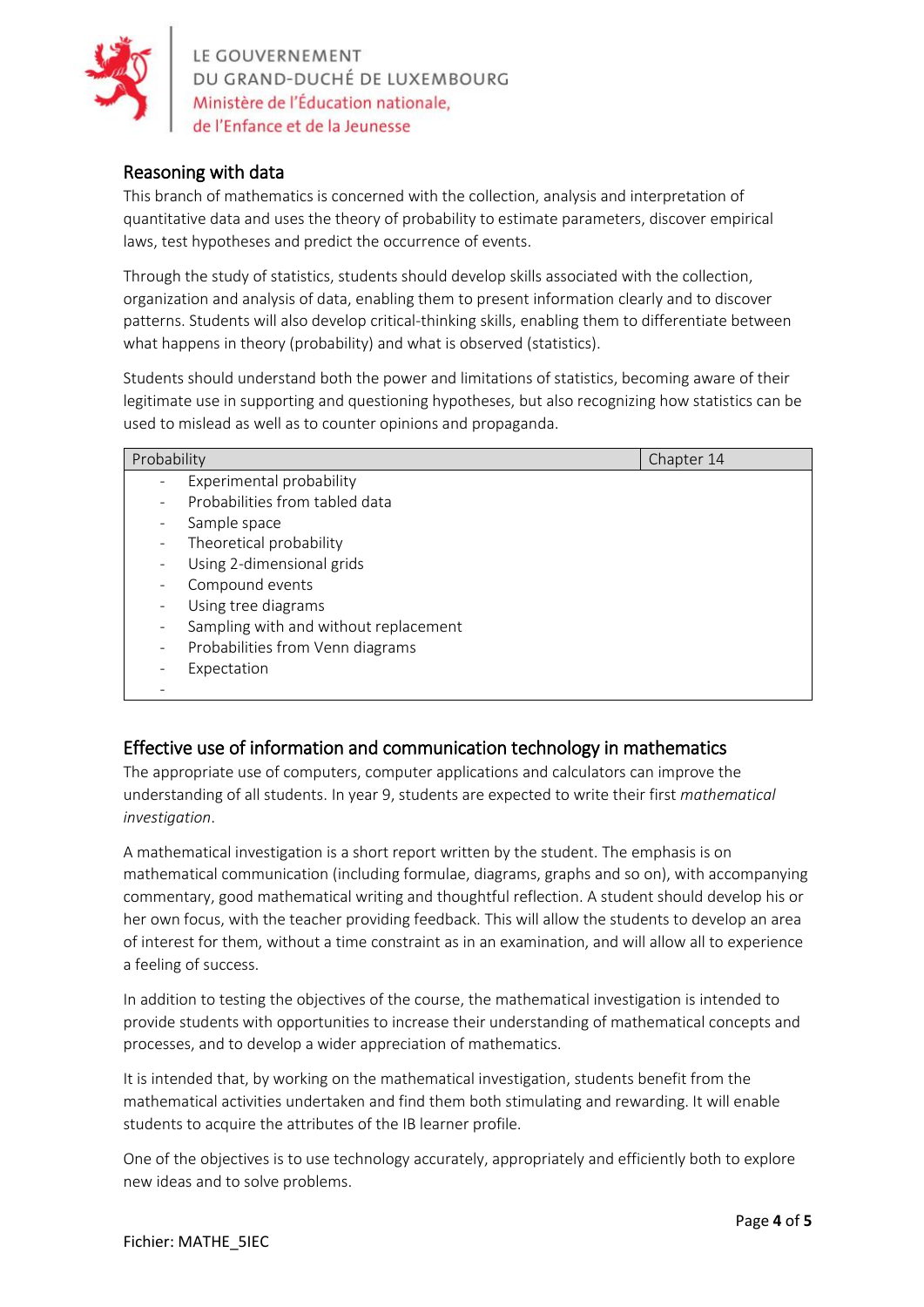## Reasoning with data

This branch of mathematics is concerned with the collection, analysis and interpretation of quantitative data and uses the theory of probability to estimate parameters, discover empirical laws, test hypotheses and predict the occurrence of events.

Through the study of statistics, students should develop skills associated with the collection, organization and analysis of data, enabling them to present information clearly and to discover patterns. Students will also develop critical-thinking skills, enabling them to differentiate between what happens in theory (probability) and what is observed (statistics).

Students should understand both the power and limitations of statistics, becoming aware of their legitimate use in supporting and questioning hypotheses, but also recognizing how statistics can be used to mislead as well as to counter opinions and propaganda.

| Probability | Chapter 14 |
|---|---|
| - Experimental probability<br>- Probabilities from tabled data<br>- Sample space<br>- Theoretical probability<br>- Using 2-dimensional grids<br>- Compound events<br>- Using tree diagrams<br>- Sampling with and without replacement<br>- Probabilities from Venn diagrams<br>- Expectation<br>- | |

## Effective use of information and communication technology in mathematics

The appropriate use of computers, computer applications and calculators can improve the understanding of all students. In year 9, students are expected to write their first *mathematical investigation*.

A mathematical investigation is a short report written by the student. The emphasis is on mathematical communication (including formulae, diagrams, graphs and so on), with accompanying commentary, good mathematical writing and thoughtful reflection. A student should develop his or her own focus, with the teacher providing feedback. This will allow the students to develop an area of interest for them, without a time constraint as in an examination, and will allow all to experience a feeling of success.

In addition to testing the objectives of the course, the mathematical investigation is intended to provide students with opportunities to increase their understanding of mathematical concepts and processes, and to develop a wider appreciation of mathematics.

It is intended that, by working on the mathematical investigation, students benefit from the mathematical activities undertaken and find them both stimulating and rewarding. It will enable students to acquire the attributes of the IB learner profile.

One of the objectives is to use technology accurately, appropriately and efficiently both to explore new ideas and to solve problems.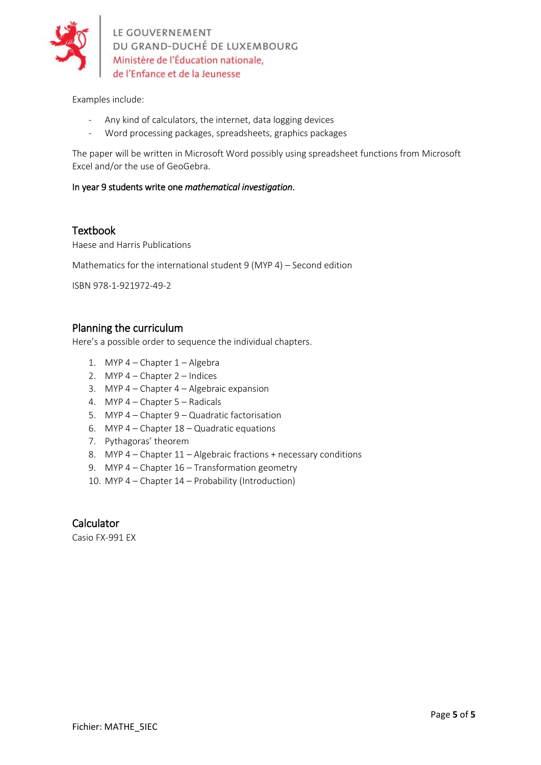Examples include:

- Any kind of calculators, the internet, data logging devices
- Word processing packages, spreadsheets, graphics packages

The paper will be written in Microsoft Word possibly using spreadsheet functions from Microsoft Excel and/or the use of GeoGebra.

In year 9 students write one *mathematical investigation*.

## Textbook

Haese and Harris Publications

Mathematics for the international student 9 (MYP 4) – Second edition

ISBN 978-1-921972-49-2

## Planning the curriculum

Here's a possible order to sequence the individual chapters.

1. MYP 4 – Chapter 1 – Algebra
2. MYP 4 – Chapter 2 – Indices
3. MYP 4 – Chapter 4 – Algebraic expansion
4. MYP 4 – Chapter 5 – Radicals
5. MYP 4 – Chapter 9 – Quadratic factorisation
6. MYP 4 – Chapter 18 – Quadratic equations
7. Pythagoras' theorem
8. MYP 4 – Chapter 11 – Algebraic fractions + necessary conditions
9. MYP 4 – Chapter 16 – Transformation geometry
10. MYP 4 – Chapter 14 – Probability (Introduction)

## Calculator

Casio FX-991 EX